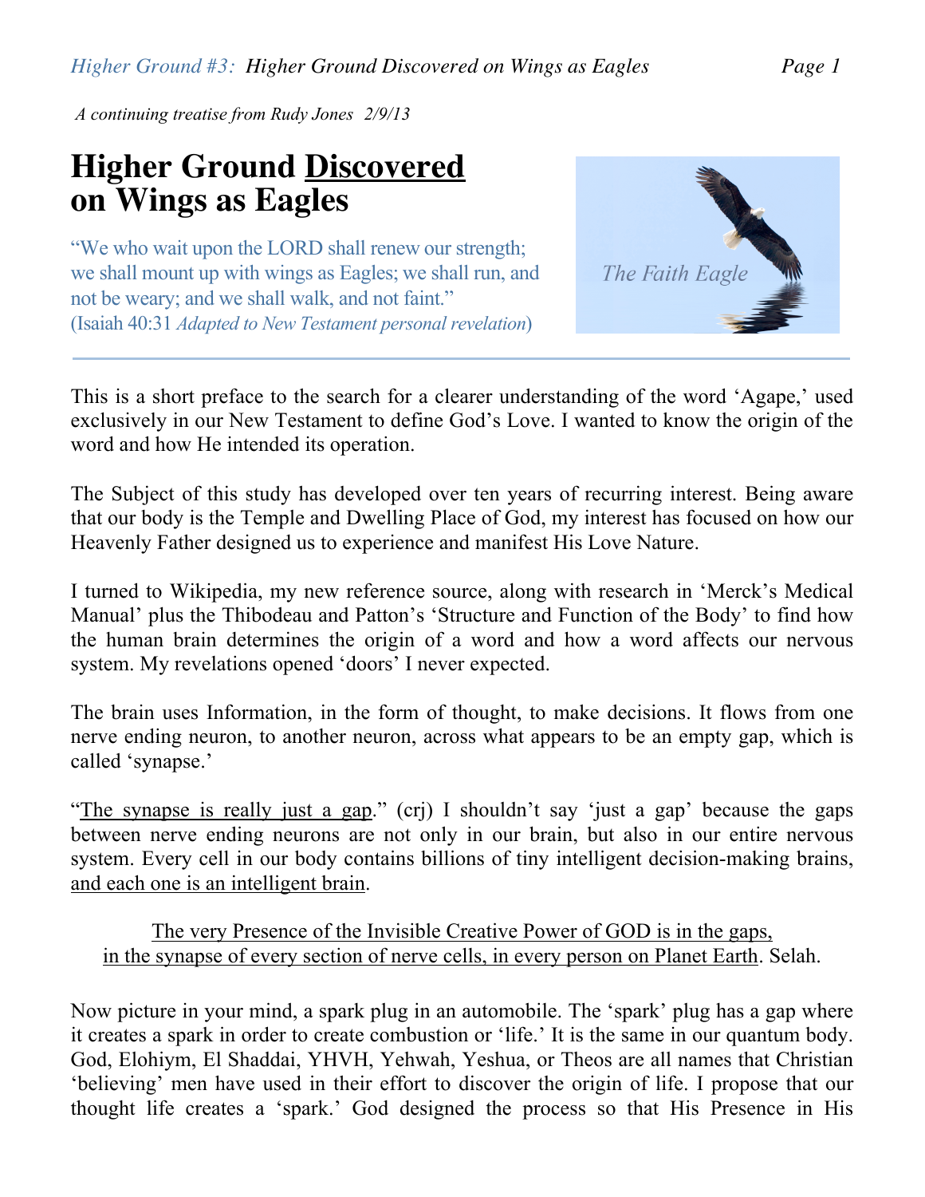*A continuing treatise from Rudy Jones 2/9/13*

# Higher Ground Discovered on Wings as Eagles

"We who wait upon the LORD shall renew our strength; we shall mount up with wings as Eagles; we shall run, and not be weary; and we shall walk, and not faint."
(Isaiah 40:31 *Adapted to New Testament personal revelation*)

*The Faith Eagle*

---

This is a short preface to the search for a clearer understanding of the word 'Agape,' used exclusively in our New Testament to define God's Love. I wanted to know the origin of the word and how He intended its operation.

The Subject of this study has developed over ten years of recurring interest. Being aware that our body is the Temple and Dwelling Place of God, my interest has focused on how our Heavenly Father designed us to experience and manifest His Love Nature.

I turned to Wikipedia, my new reference source, along with research in 'Merck's Medical Manual' plus the Thibodeau and Patton's 'Structure and Function of the Body' to find how the human brain determines the origin of a word and how a word affects our nervous system. My revelations opened 'doors' I never expected.

The brain uses Information, in the form of thought, to make decisions. It flows from one nerve ending neuron, to another neuron, across what appears to be an empty gap, which is called 'synapse.'

"The synapse is really just a gap." (crj) I shouldn't say 'just a gap' because the gaps between nerve ending neurons are not only in our brain, but also in our entire nervous system. Every cell in our body contains billions of tiny intelligent decision-making brains, and each one is an intelligent brain.

The very Presence of the Invisible Creative Power of GOD is in the gaps, in the synapse of every section of nerve cells, in every person on Planet Earth. Selah.

Now picture in your mind, a spark plug in an automobile. The 'spark' plug has a gap where it creates a spark in order to create combustion or 'life.' It is the same in our quantum body. God, Elohiym, El Shaddai, YHVH, Yehwah, Yeshua, or Theos are all names that Christian 'believing' men have used in their effort to discover the origin of life. I propose that our thought life creates a 'spark.' God designed the process so that His Presence in His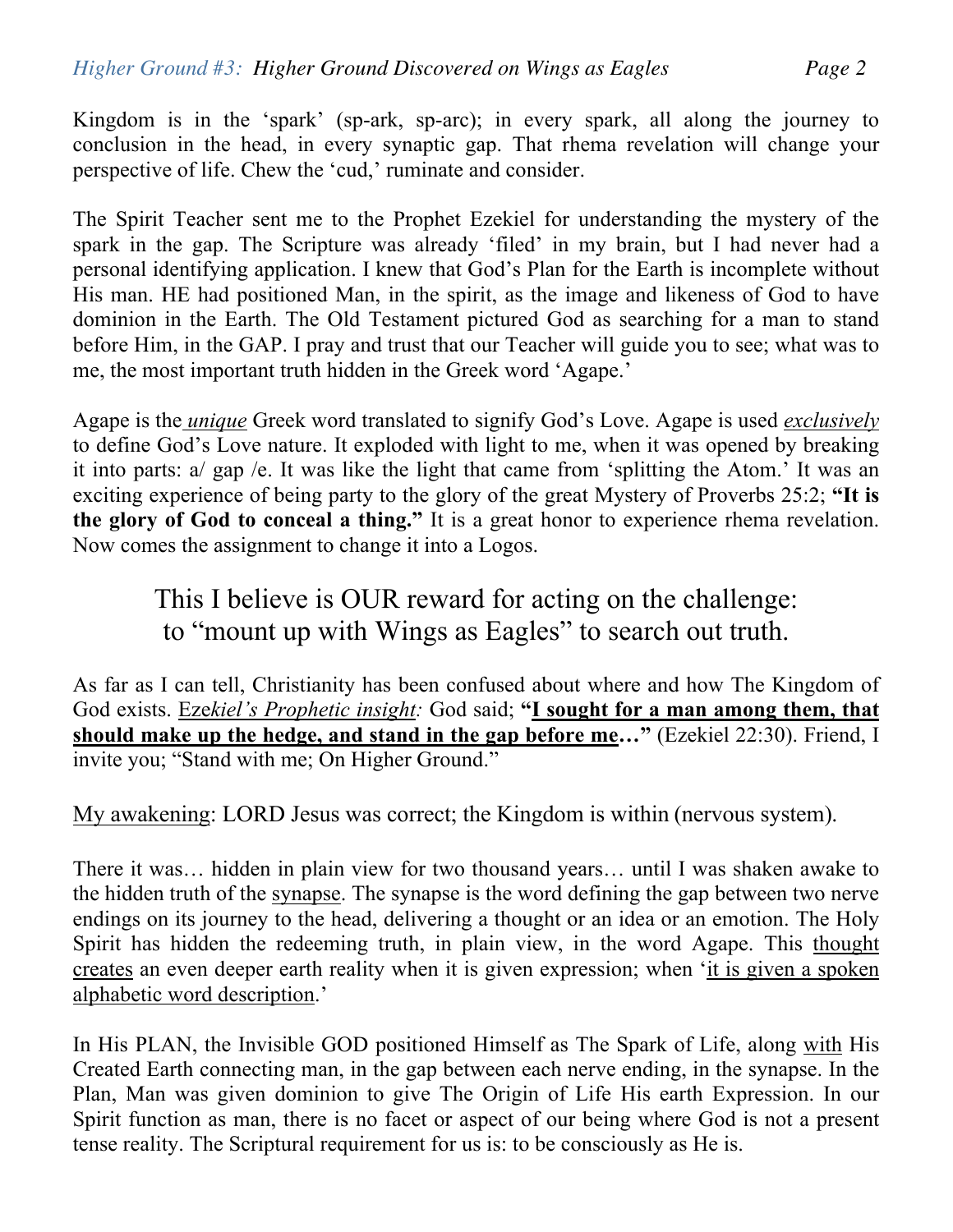Kingdom is in the 'spark' (sp-ark, sp-arc); in every spark, all along the journey to conclusion in the head, in every synaptic gap. That rhema revelation will change your perspective of life. Chew the 'cud,' ruminate and consider.

The Spirit Teacher sent me to the Prophet Ezekiel for understanding the mystery of the spark in the gap. The Scripture was already 'filed' in my brain, but I had never had a personal identifying application. I knew that God's Plan for the Earth is incomplete without His man. HE had positioned Man, in the spirit, as the image and likeness of God to have dominion in the Earth. The Old Testament pictured God as searching for a man to stand before Him, in the GAP. I pray and trust that our Teacher will guide you to see; what was to me, the most important truth hidden in the Greek word 'Agape.'

Agape is the *unique* Greek word translated to signify God's Love. Agape is used *exclusively* to define God's Love nature. It exploded with light to me, when it was opened by breaking it into parts: a/ gap /e. It was like the light that came from 'splitting the Atom.' It was an exciting experience of being party to the glory of the great Mystery of Proverbs 25:2; **"It is the glory of God to conceal a thing."** It is a great honor to experience rhema revelation. Now comes the assignment to change it into a Logos.

This I believe is OUR reward for acting on the challenge: to "mount up with Wings as Eagles" to search out truth.

As far as I can tell, Christianity has been confused about where and how The Kingdom of God exists. *Ezekiel's Prophetic insight:* God said; **"I sought for a man among them, that should make up the hedge, and stand in the gap before me…"** (Ezekiel 22:30). Friend, I invite you; "Stand with me; On Higher Ground."

My awakening: LORD Jesus was correct; the Kingdom is within (nervous system).

There it was… hidden in plain view for two thousand years… until I was shaken awake to the hidden truth of the synapse. The synapse is the word defining the gap between two nerve endings on its journey to the head, delivering a thought or an idea or an emotion. The Holy Spirit has hidden the redeeming truth, in plain view, in the word Agape. This thought creates an even deeper earth reality when it is given expression; when 'it is given a spoken alphabetic word description.'

In His PLAN, the Invisible GOD positioned Himself as The Spark of Life, along with His Created Earth connecting man, in the gap between each nerve ending, in the synapse. In the Plan, Man was given dominion to give The Origin of Life His earth Expression. In our Spirit function as man, there is no facet or aspect of our being where God is not a present tense reality. The Scriptural requirement for us is: to be consciously as He is.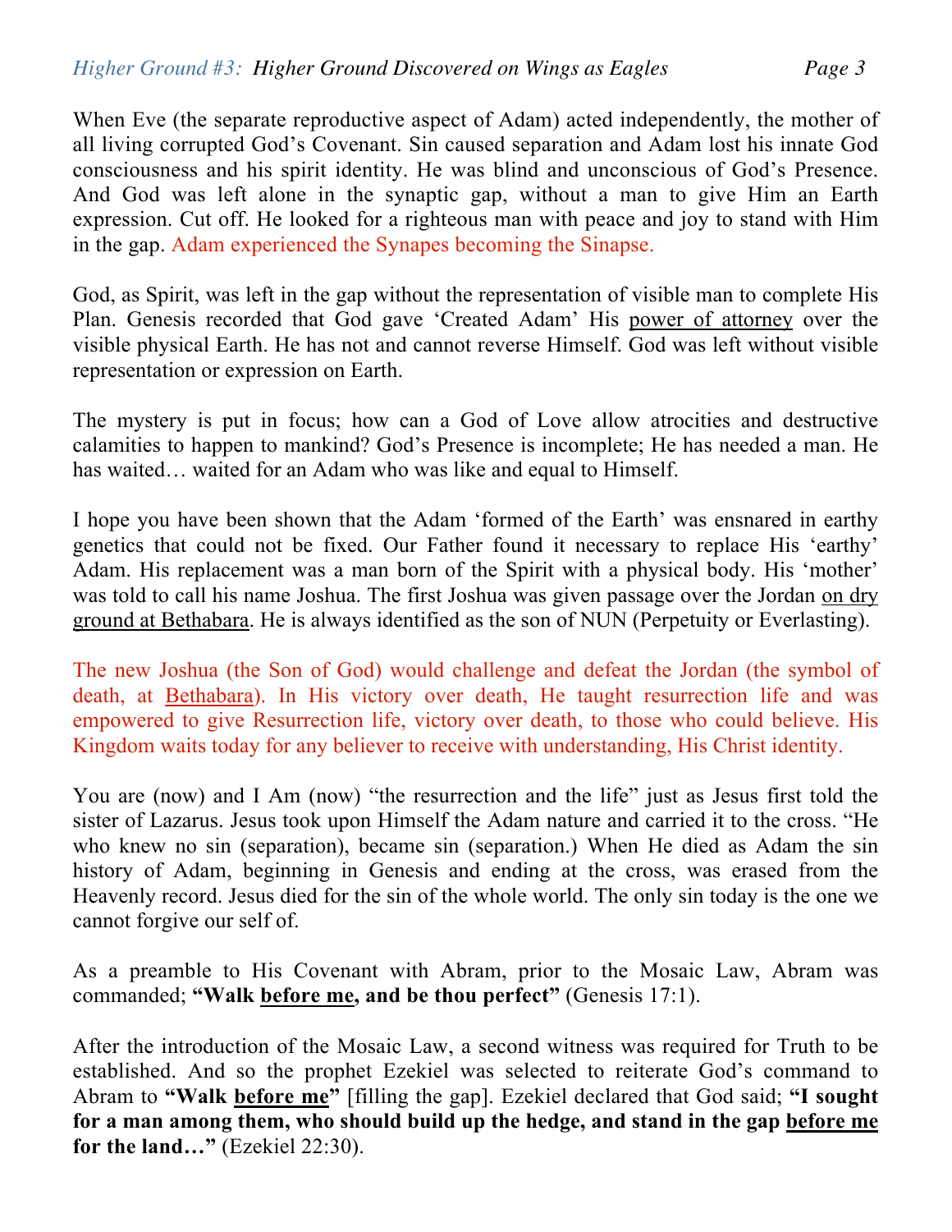When Eve (the separate reproductive aspect of Adam) acted independently, the mother of all living corrupted God's Covenant. Sin caused separation and Adam lost his innate God consciousness and his spirit identity. He was blind and unconscious of God's Presence. And God was left alone in the synaptic gap, without a man to give Him an Earth expression. Cut off. He looked for a righteous man with peace and joy to stand with Him in the gap. Adam experienced the Synapes becoming the Sinapse.

God, as Spirit, was left in the gap without the representation of visible man to complete His Plan. Genesis recorded that God gave 'Created Adam' His <u>power of attorney</u> over the visible physical Earth. He has not and cannot reverse Himself. God was left without visible representation or expression on Earth.

The mystery is put in focus; how can a God of Love allow atrocities and destructive calamities to happen to mankind? God's Presence is incomplete; He has needed a man. He has waited… waited for an Adam who was like and equal to Himself.

I hope you have been shown that the Adam 'formed of the Earth' was ensnared in earthy genetics that could not be fixed. Our Father found it necessary to replace His 'earthy' Adam. His replacement was a man born of the Spirit with a physical body. His 'mother' was told to call his name Joshua. The first Joshua was given passage over the Jordan <u>on dry ground at Bethabara</u>. He is always identified as the son of NUN (Perpetuity or Everlasting).

The new Joshua (the Son of God) would challenge and defeat the Jordan (the symbol of death, at <u>Bethabara</u>). In His victory over death, He taught resurrection life and was empowered to give Resurrection life, victory over death, to those who could believe. His Kingdom waits today for any believer to receive with understanding, His Christ identity.

You are (now) and I Am (now) "the resurrection and the life" just as Jesus first told the sister of Lazarus. Jesus took upon Himself the Adam nature and carried it to the cross. "He who knew no sin (separation), became sin (separation.) When He died as Adam the sin history of Adam, beginning in Genesis and ending at the cross, was erased from the Heavenly record. Jesus died for the sin of the whole world. The only sin today is the one we cannot forgive our self of.

As a preamble to His Covenant with Abram, prior to the Mosaic Law, Abram was commanded; **"Walk <u>before me</u>, and be thou perfect"** (Genesis 17:1).

After the introduction of the Mosaic Law, a second witness was required for Truth to be established. And so the prophet Ezekiel was selected to reiterate God's command to Abram to **"Walk <u>before me</u>"** [filling the gap]. Ezekiel declared that God said; **"I sought for a man among them, who should build up the hedge, and stand in the gap <u>before me</u> for the land…"** (Ezekiel 22:30).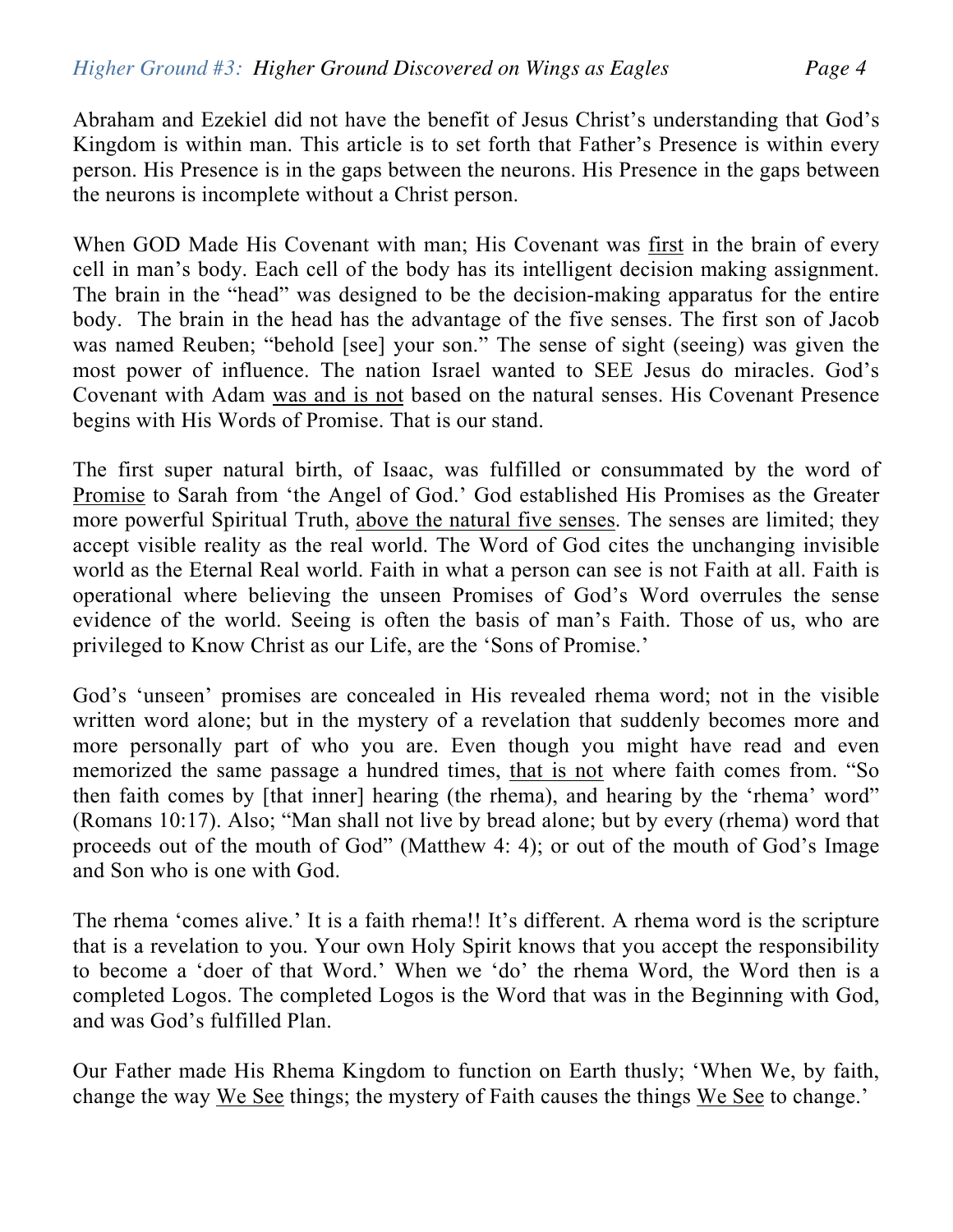Abraham and Ezekiel did not have the benefit of Jesus Christ's understanding that God's Kingdom is within man. This article is to set forth that Father's Presence is within every person. His Presence is in the gaps between the neurons. His Presence in the gaps between the neurons is incomplete without a Christ person.

When GOD Made His Covenant with man; His Covenant was <u>first</u> in the brain of every cell in man's body. Each cell of the body has its intelligent decision making assignment. The brain in the "head" was designed to be the decision-making apparatus for the entire body. The brain in the head has the advantage of the five senses. The first son of Jacob was named Reuben; "behold [see] your son." The sense of sight (seeing) was given the most power of influence. The nation Israel wanted to SEE Jesus do miracles. God's Covenant with Adam <u>was and is not</u> based on the natural senses. His Covenant Presence begins with His Words of Promise. That is our stand.

The first super natural birth, of Isaac, was fulfilled or consummated by the word of <u>Promise</u> to Sarah from 'the Angel of God.' God established His Promises as the Greater more powerful Spiritual Truth, <u>above the natural five senses</u>. The senses are limited; they accept visible reality as the real world. The Word of God cites the unchanging invisible world as the Eternal Real world. Faith in what a person can see is not Faith at all. Faith is operational where believing the unseen Promises of God's Word overrules the sense evidence of the world. Seeing is often the basis of man's Faith. Those of us, who are privileged to Know Christ as our Life, are the 'Sons of Promise.'

God's 'unseen' promises are concealed in His revealed rhema word; not in the visible written word alone; but in the mystery of a revelation that suddenly becomes more and more personally part of who you are. Even though you might have read and even memorized the same passage a hundred times, <u>that is not</u> where faith comes from. "So then faith comes by [that inner] hearing (the rhema), and hearing by the 'rhema' word" (Romans 10:17). Also; "Man shall not live by bread alone; but by every (rhema) word that proceeds out of the mouth of God" (Matthew 4: 4); or out of the mouth of God's Image and Son who is one with God.

The rhema 'comes alive.' It is a faith rhema!! It's different. A rhema word is the scripture that is a revelation to you. Your own Holy Spirit knows that you accept the responsibility to become a 'doer of that Word.' When we 'do' the rhema Word, the Word then is a completed Logos. The completed Logos is the Word that was in the Beginning with God, and was God's fulfilled Plan.

Our Father made His Rhema Kingdom to function on Earth thusly; 'When We, by faith, change the way <u>We See</u> things; the mystery of Faith causes the things <u>We See</u> to change.'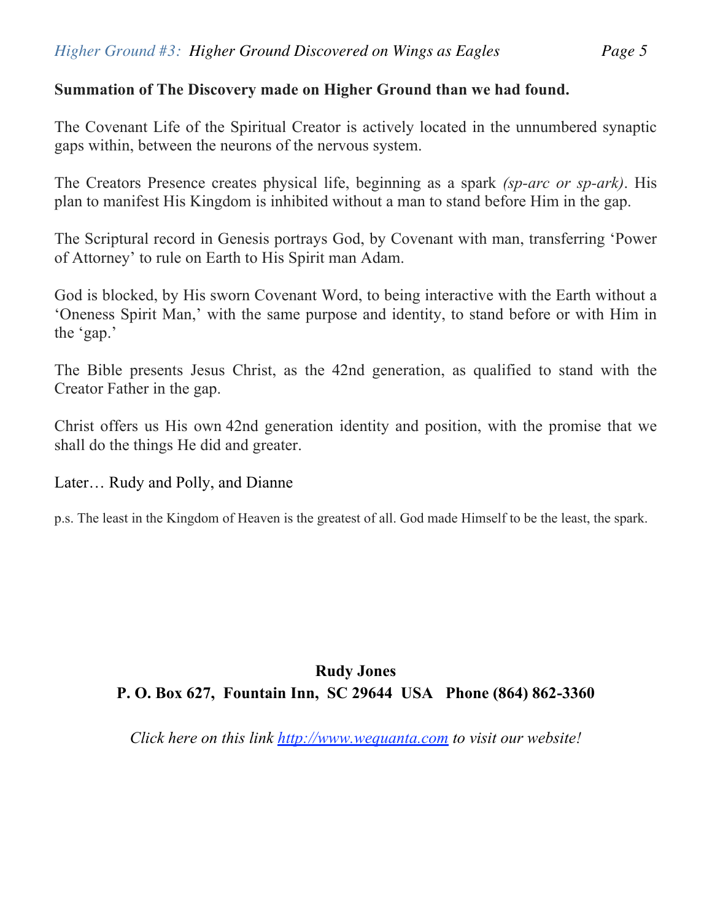**Summation of The Discovery made on Higher Ground than we had found.**

The Covenant Life of the Spiritual Creator is actively located in the unnumbered synaptic gaps within, between the neurons of the nervous system.

The Creators Presence creates physical life, beginning as a spark *(sp-arc or sp-ark)*. His plan to manifest His Kingdom is inhibited without a man to stand before Him in the gap.

The Scriptural record in Genesis portrays God, by Covenant with man, transferring 'Power of Attorney' to rule on Earth to His Spirit man Adam.

God is blocked, by His sworn Covenant Word, to being interactive with the Earth without a 'Oneness Spirit Man,' with the same purpose and identity, to stand before or with Him in the 'gap.'

The Bible presents Jesus Christ, as the 42nd generation, as qualified to stand with the Creator Father in the gap.

Christ offers us His own 42nd generation identity and position, with the promise that we shall do the things He did and greater.

Later… Rudy and Polly, and Dianne

p.s. The least in the Kingdom of Heaven is the greatest of all. God made Himself to be the least, the spark.

**Rudy Jones**
**P. O. Box 627, Fountain Inn, SC 29644 USA Phone (864) 862-3360**

*Click here on this link [http://www.wequanta.com](http://www.wequanta.com) to visit our website!*